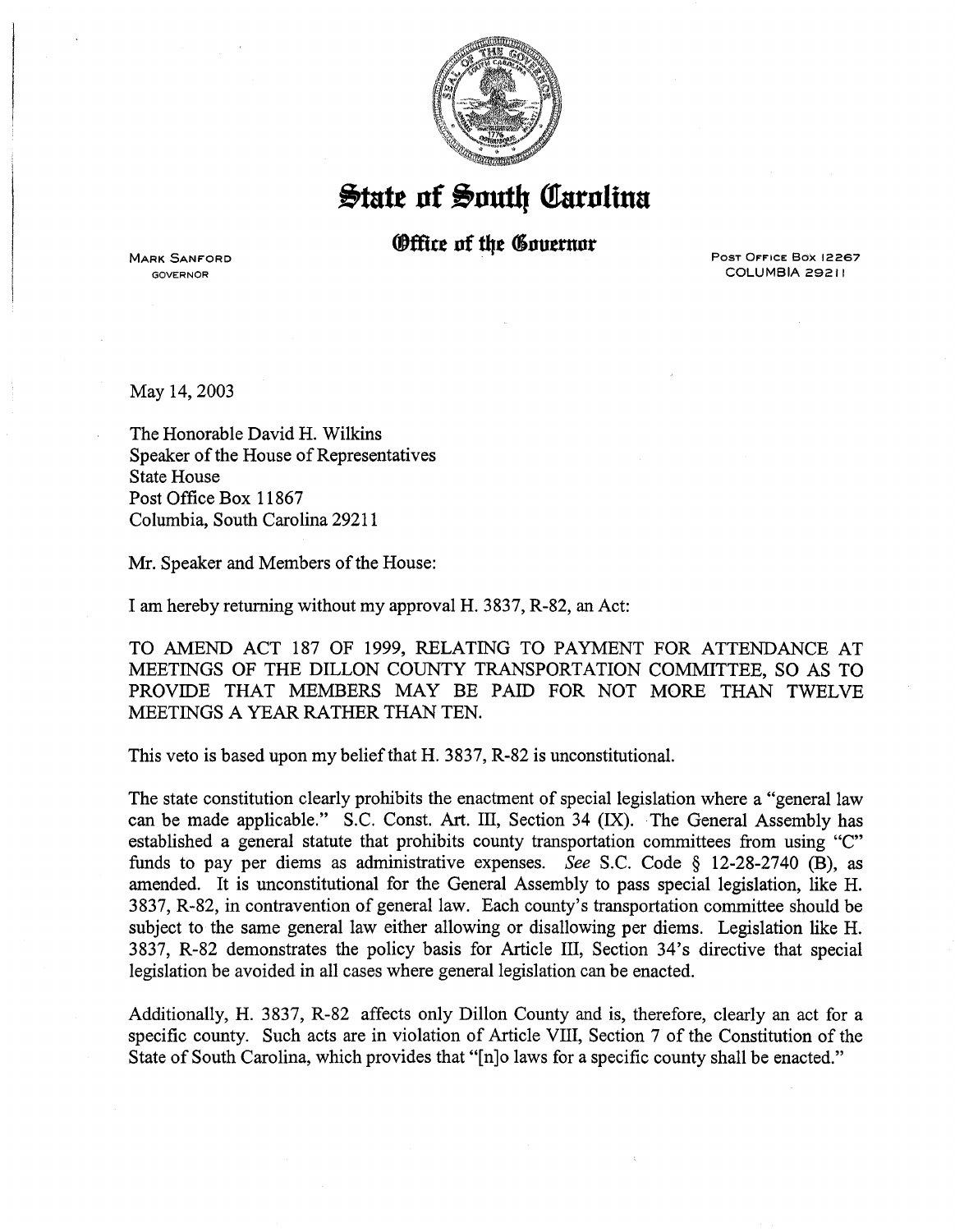# State of South Carolina

## Office of the Governor

MARK SANFORD
GOVERNOR

POST OFFICE BOX 12267
COLUMBIA 29211

May 14, 2003

The Honorable David H. Wilkins
Speaker of the House of Representatives
State House
Post Office Box 11867
Columbia, South Carolina 29211

Mr. Speaker and Members of the House:

I am hereby returning without my approval H. 3837, R-82, an Act:

TO AMEND ACT 187 OF 1999, RELATING TO PAYMENT FOR ATTENDANCE AT MEETINGS OF THE DILLON COUNTY TRANSPORTATION COMMITTEE, SO AS TO PROVIDE THAT MEMBERS MAY BE PAID FOR NOT MORE THAN TWELVE MEETINGS A YEAR RATHER THAN TEN.

This veto is based upon my belief that H. 3837, R-82 is unconstitutional.

The state constitution clearly prohibits the enactment of special legislation where a "general law can be made applicable." S.C. Const. Art. III, Section 34 (IX). The General Assembly has established a general statute that prohibits county transportation committees from using "C" funds to pay per diems as administrative expenses. *See* S.C. Code § 12-28-2740 (B), as amended. It is unconstitutional for the General Assembly to pass special legislation, like H. 3837, R-82, in contravention of general law. Each county's transportation committee should be subject to the same general law either allowing or disallowing per diems. Legislation like H. 3837, R-82 demonstrates the policy basis for Article III, Section 34's directive that special legislation be avoided in all cases where general legislation can be enacted.

Additionally, H. 3837, R-82 affects only Dillon County and is, therefore, clearly an act for a specific county. Such acts are in violation of Article VIII, Section 7 of the Constitution of the State of South Carolina, which provides that "[n]o laws for a specific county shall be enacted."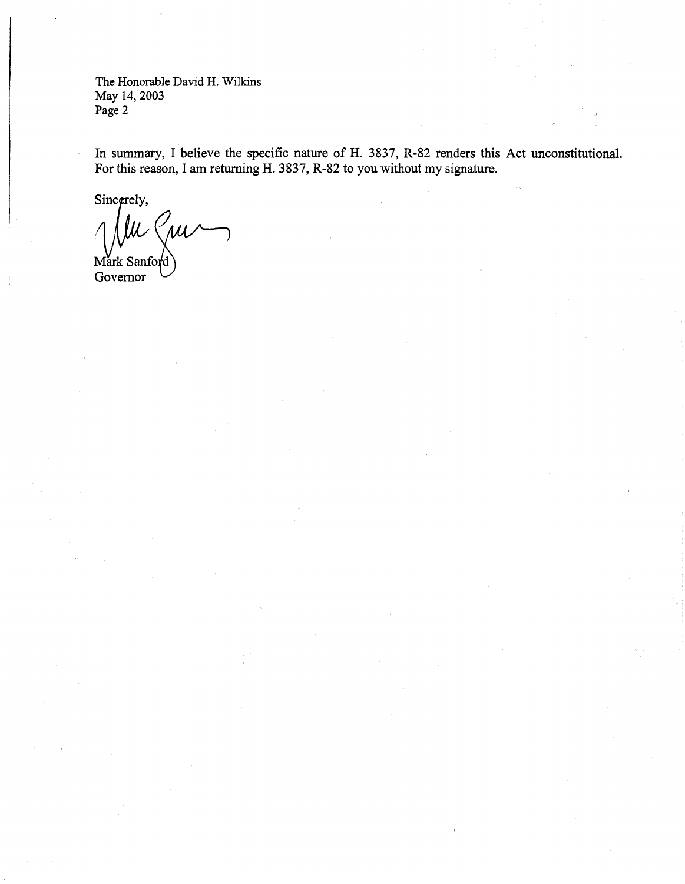The Honorable David H. Wilkins
May 14, 2003
Page 2

In summary, I believe the specific nature of H. 3837, R-82 renders this Act unconstitutional. For this reason, I am returning H. 3837, R-82 to you without my signature.

Sincerely,

Mark Sanford
Governor